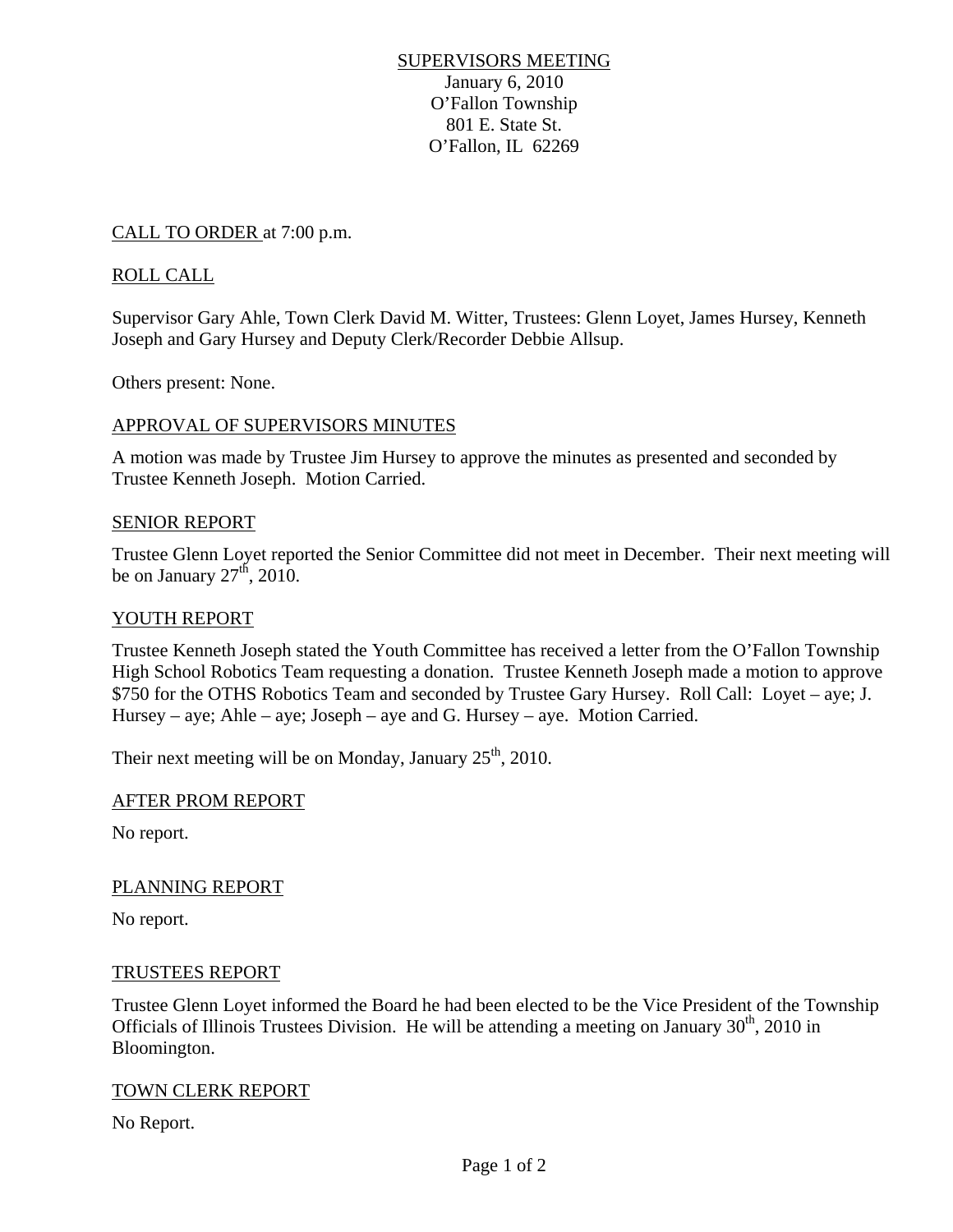# SUPERVISORS MEETING

January 6, 2010
O'Fallon Township
801 E. State St.
O'Fallon, IL 62269

## CALL TO ORDER at 7:00 p.m.

## ROLL CALL

Supervisor Gary Ahle, Town Clerk David M. Witter, Trustees: Glenn Loyet, James Hursey, Kenneth Joseph and Gary Hursey and Deputy Clerk/Recorder Debbie Allsup.

Others present: None.

## APPROVAL OF SUPERVISORS MINUTES

A motion was made by Trustee Jim Hursey to approve the minutes as presented and seconded by Trustee Kenneth Joseph. Motion Carried.

## SENIOR REPORT

Trustee Glenn Loyet reported the Senior Committee did not meet in December. Their next meeting will be on January 27th, 2010.

## YOUTH REPORT

Trustee Kenneth Joseph stated the Youth Committee has received a letter from the O'Fallon Township High School Robotics Team requesting a donation. Trustee Kenneth Joseph made a motion to approve $750 for the OTHS Robotics Team and seconded by Trustee Gary Hursey. Roll Call: Loyet – aye; J. Hursey – aye; Ahle – aye; Joseph – aye and G. Hursey – aye. Motion Carried.

Their next meeting will be on Monday, January 25th, 2010.

## AFTER PROM REPORT

No report.

## PLANNING REPORT

No report.

## TRUSTEES REPORT

Trustee Glenn Loyet informed the Board he had been elected to be the Vice President of the Township Officials of Illinois Trustees Division. He will be attending a meeting on January 30th, 2010 in Bloomington.

## TOWN CLERK REPORT

No Report.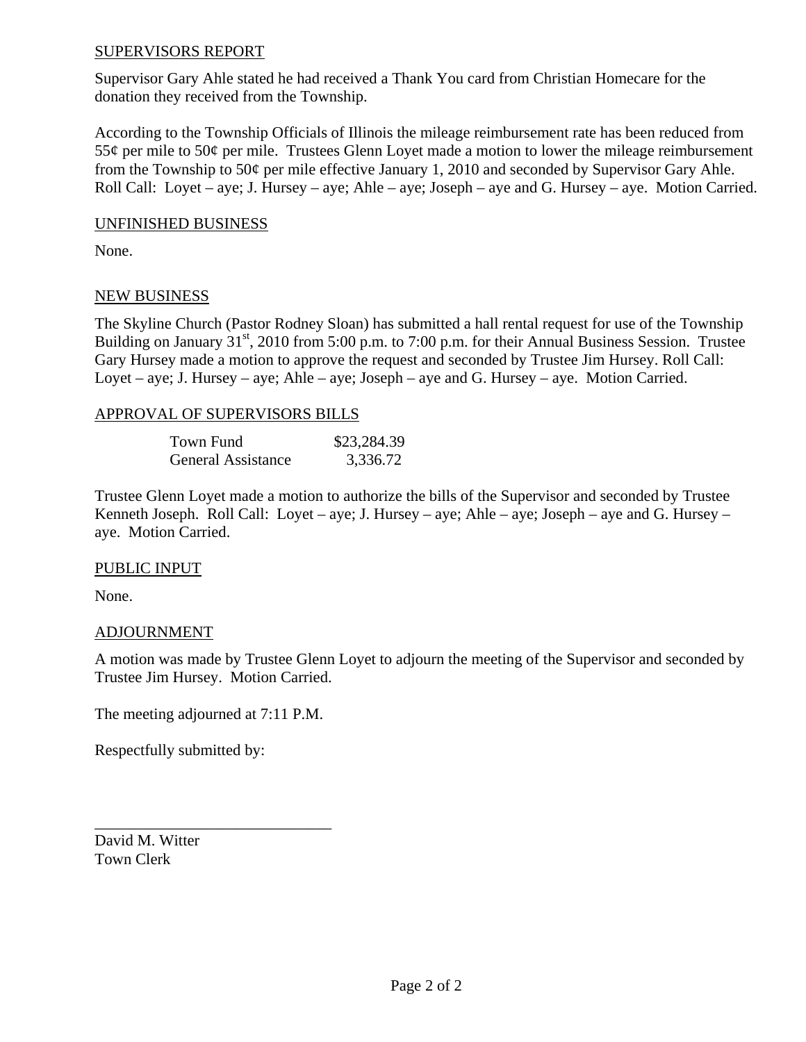## SUPERVISORS REPORT

Supervisor Gary Ahle stated he had received a Thank You card from Christian Homecare for the donation they received from the Township.

According to the Township Officials of Illinois the mileage reimbursement rate has been reduced from 55¢ per mile to 50¢ per mile. Trustees Glenn Loyet made a motion to lower the mileage reimbursement from the Township to 50¢ per mile effective January 1, 2010 and seconded by Supervisor Gary Ahle. Roll Call: Loyet – aye; J. Hursey – aye; Ahle – aye; Joseph – aye and G. Hursey – aye. Motion Carried.

## UNFINISHED BUSINESS

None.

## NEW BUSINESS

The Skyline Church (Pastor Rodney Sloan) has submitted a hall rental request for use of the Township Building on January 31st, 2010 from 5:00 p.m. to 7:00 p.m. for their Annual Business Session. Trustee Gary Hursey made a motion to approve the request and seconded by Trustee Jim Hursey. Roll Call: Loyet – aye; J. Hursey – aye; Ahle – aye; Joseph – aye and G. Hursey – aye. Motion Carried.

## APPROVAL OF SUPERVISORS BILLS

| | |
|---|---|
| Town Fund | $23,284.39 |
| General Assistance | 3,336.72 |

Trustee Glenn Loyet made a motion to authorize the bills of the Supervisor and seconded by Trustee Kenneth Joseph. Roll Call: Loyet – aye; J. Hursey – aye; Ahle – aye; Joseph – aye and G. Hursey – aye. Motion Carried.

## PUBLIC INPUT

None.

## ADJOURNMENT

A motion was made by Trustee Glenn Loyet to adjourn the meeting of the Supervisor and seconded by Trustee Jim Hursey. Motion Carried.

The meeting adjourned at 7:11 P.M.

Respectfully submitted by:

\_\_\_\_\_\_\_\_\_\_\_\_\_\_\_\_\_\_\_\_\_\_\_\_\_\_\_\_\_\_

David M. Witter
Town Clerk